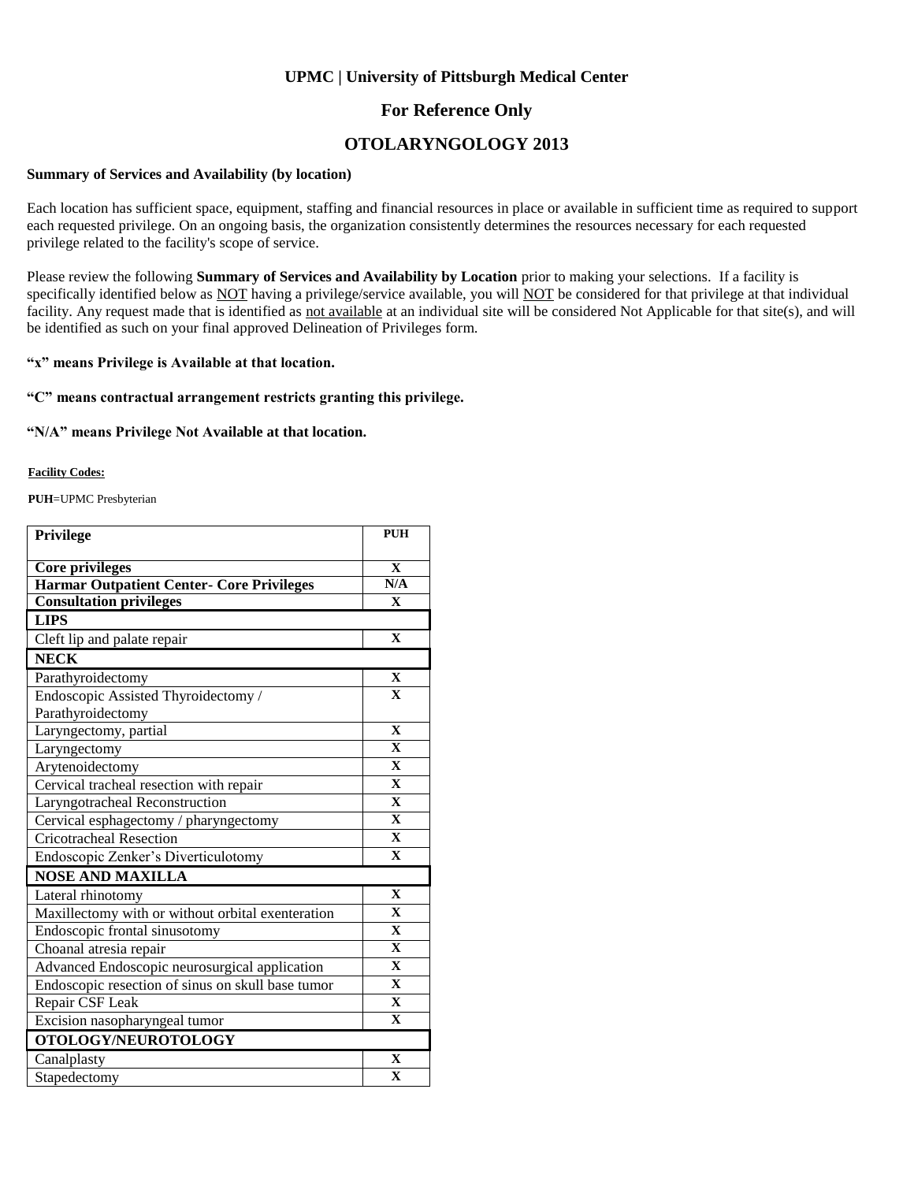# UPMC | University of Pittsburgh Medical Center

## For Reference Only

## OTOLARYNGOLOGY 2013

**Summary of Services and Availability (by location)**

Each location has sufficient space, equipment, staffing and financial resources in place or available in sufficient time as required to support each requested privilege. On an ongoing basis, the organization consistently determines the resources necessary for each requested privilege related to the facility's scope of service.

Please review the following **Summary of Services and Availability by Location** prior to making your selections. If a facility is specifically identified below as NOT having a privilege/service available, you will NOT be considered for that privilege at that individual facility. Any request made that is identified as not available at an individual site will be considered Not Applicable for that site(s), and will be identified as such on your final approved Delineation of Privileges form.

**"x" means Privilege is Available at that location.**

**"C" means contractual arrangement restricts granting this privilege.**

**"N/A" means Privilege Not Available at that location.**

**Facility Codes:**

**PUH**=UPMC Presbyterian

| Privilege | PUH |
|---|---|
| **Core privileges** | X |
| **Harmar Outpatient Center- Core Privileges** | N/A |
| **Consultation privileges** | X |
| **LIPS** | |
| Cleft lip and palate repair | X |
| **NECK** | |
| Parathyroidectomy | X |
| Endoscopic Assisted Thyroidectomy / Parathyroidectomy | X |
| Laryngectomy, partial | X |
| Laryngectomy | X |
| Arytenoidectomy | X |
| Cervical tracheal resection with repair | X |
| Laryngotracheal Reconstruction | X |
| Cervical esphagectomy / pharyngectomy | X |
| Cricotracheal Resection | X |
| Endoscopic Zenker's Diverticulotomy | X |
| **NOSE AND MAXILLA** | |
| Lateral rhinotomy | X |
| Maxillectomy with or without orbital exenteration | X |
| Endoscopic frontal sinusotomy | X |
| Choanal atresia repair | X |
| Advanced Endoscopic neurosurgical application | X |
| Endoscopic resection of sinus on skull base tumor | X |
| Repair CSF Leak | X |
| Excision nasopharyngeal tumor | X |
| **OTOLOGY/NEUROTOLOGY** | |
| Canalplasty | X |
| Stapedectomy | X |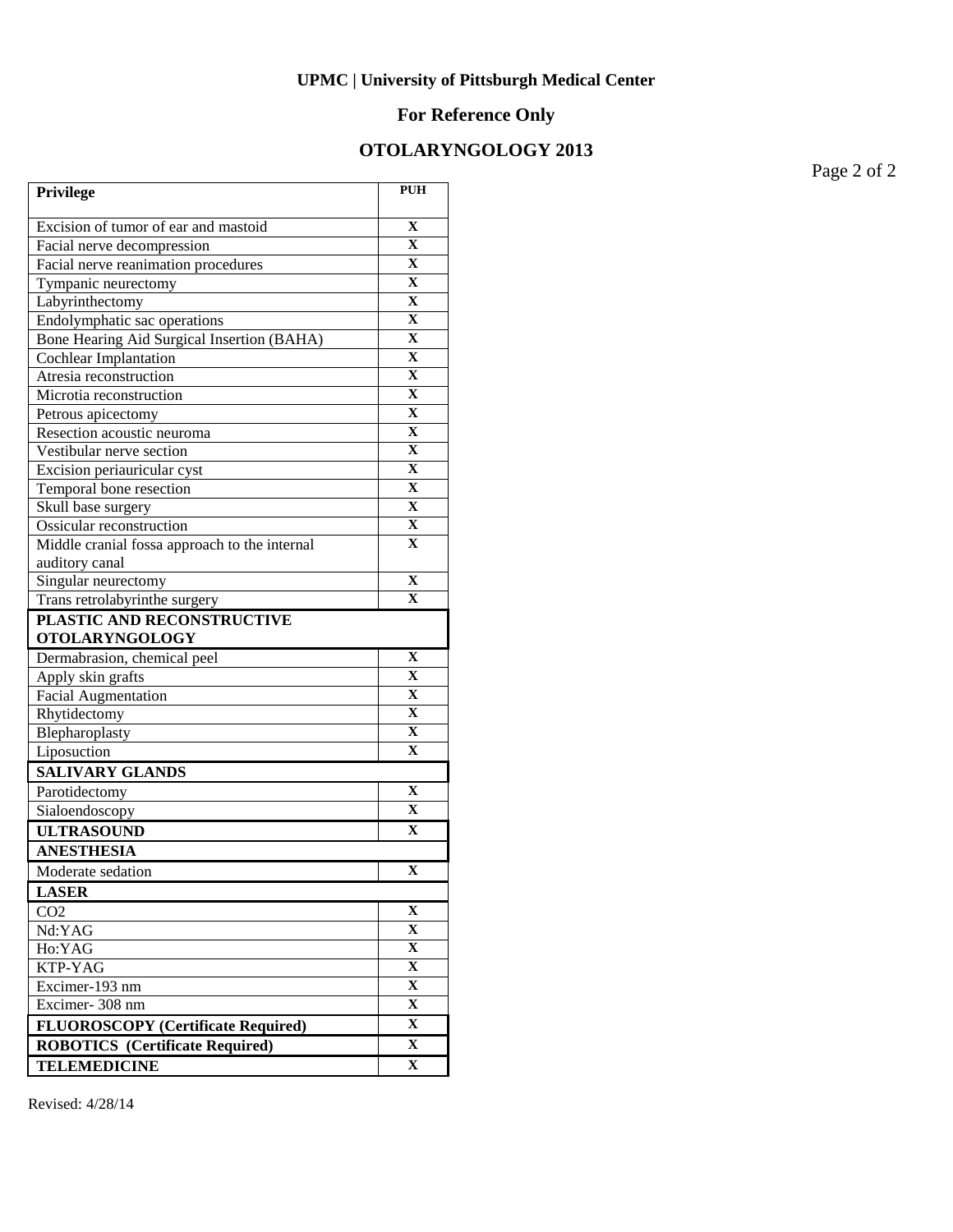**UPMC | University of Pittsburgh Medical Center**

## For Reference Only

## OTOLARYNGOLOGY 2013

| Privilege | PUH |
|---|---|
| Excision of tumor of ear and mastoid | X |
| Facial nerve decompression | X |
| Facial nerve reanimation procedures | X |
| Tympanic neurectomy | X |
| Labyrinthectomy | X |
| Endolymphatic sac operations | X |
| Bone Hearing Aid Surgical Insertion (BAHA) | X |
| Cochlear Implantation | X |
| Atresia reconstruction | X |
| Microtia reconstruction | X |
| Petrous apicectomy | X |
| Resection acoustic neuroma | X |
| Vestibular nerve section | X |
| Excision periauricular cyst | X |
| Temporal bone resection | X |
| Skull base surgery | X |
| Ossicular reconstruction | X |
| Middle cranial fossa approach to the internal auditory canal | X |
| Singular neurectomy | X |
| Trans retrolabyrinthe surgery | X |
| **PLASTIC AND RECONSTRUCTIVE OTOLARYNGOLOGY** | |
| Dermabrasion, chemical peel | X |
| Apply skin grafts | X |
| Facial Augmentation | X |
| Rhytidectomy | X |
| Blepharoplasty | X |
| Liposuction | X |
| **SALIVARY GLANDS** | |
| Parotidectomy | X |
| Sialoendoscopy | X |
| **ULTRASOUND** | X |
| **ANESTHESIA** | |
| Moderate sedation | X |
| **LASER** | |
| $CO_2$ | X |
| Nd:YAG | X |
| Ho:YAG | X |
| KTP-YAG | X |
| Excimer-193 nm | X |
| Excimer- 308 nm | X |
| **FLUOROSCOPY (Certificate Required)** | X |
| **ROBOTICS (Certificate Required)** | X |
| **TELEMEDICINE** | X |

Revised: 4/28/14